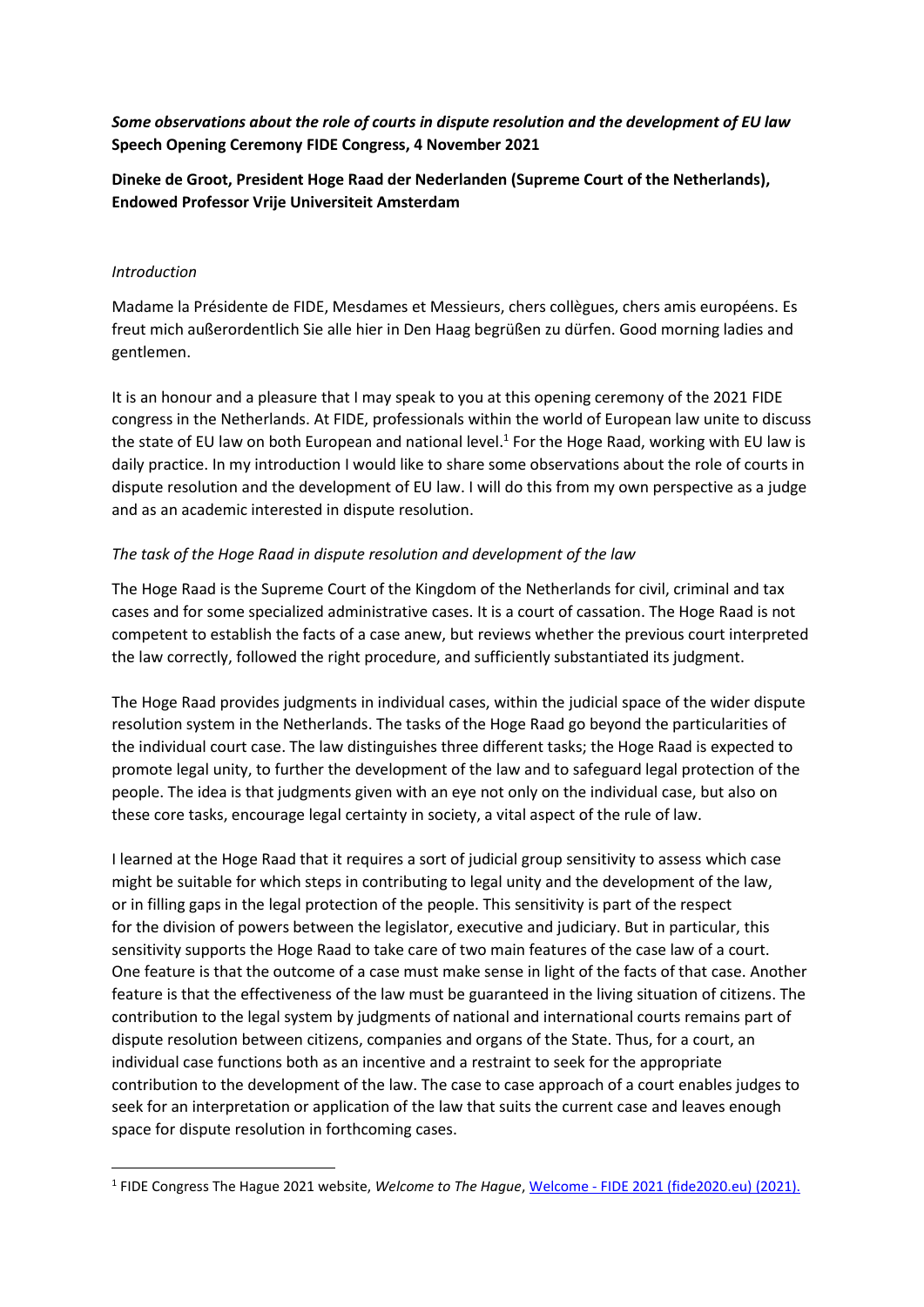***Some observations about the role of courts in dispute resolution and the development of EU law***
**Speech Opening Ceremony FIDE Congress, 4 November 2021**

**Dineke de Groot, President Hoge Raad der Nederlanden (Supreme Court of the Netherlands), Endowed Professor Vrije Universiteit Amsterdam**

*Introduction*

Madame la Présidente de FIDE, Mesdames et Messieurs, chers collègues, chers amis européens. Es freut mich außerordentlich Sie alle hier in Den Haag begrüßen zu dürfen. Good morning ladies and gentlemen.

It is an honour and a pleasure that I may speak to you at this opening ceremony of the 2021 FIDE congress in the Netherlands. At FIDE, professionals within the world of European law unite to discuss the state of EU law on both European and national level.[1] For the Hoge Raad, working with EU law is daily practice. In my introduction I would like to share some observations about the role of courts in dispute resolution and the development of EU law. I will do this from my own perspective as a judge and as an academic interested in dispute resolution.

*The task of the Hoge Raad in dispute resolution and development of the law*

The Hoge Raad is the Supreme Court of the Kingdom of the Netherlands for civil, criminal and tax cases and for some specialized administrative cases. It is a court of cassation. The Hoge Raad is not competent to establish the facts of a case anew, but reviews whether the previous court interpreted the law correctly, followed the right procedure, and sufficiently substantiated its judgment.

The Hoge Raad provides judgments in individual cases, within the judicial space of the wider dispute resolution system in the Netherlands. The tasks of the Hoge Raad go beyond the particularities of the individual court case. The law distinguishes three different tasks; the Hoge Raad is expected to promote legal unity, to further the development of the law and to safeguard legal protection of the people. The idea is that judgments given with an eye not only on the individual case, but also on these core tasks, encourage legal certainty in society, a vital aspect of the rule of law.

I learned at the Hoge Raad that it requires a sort of judicial group sensitivity to assess which case might be suitable for which steps in contributing to legal unity and the development of the law, or in filling gaps in the legal protection of the people. This sensitivity is part of the respect for the division of powers between the legislator, executive and judiciary. But in particular, this sensitivity supports the Hoge Raad to take care of two main features of the case law of a court. One feature is that the outcome of a case must make sense in light of the facts of that case. Another feature is that the effectiveness of the law must be guaranteed in the living situation of citizens. The contribution to the legal system by judgments of national and international courts remains part of dispute resolution between citizens, companies and organs of the State. Thus, for a court, an individual case functions both as an incentive and a restraint to seek for the appropriate contribution to the development of the law. The case to case approach of a court enables judges to seek for an interpretation or application of the law that suits the current case and leaves enough space for dispute resolution in forthcoming cases.

---

[1] FIDE Congress The Hague 2021 website, *Welcome to The Hague*, Welcome - FIDE 2021 (fide2020.eu) (2021).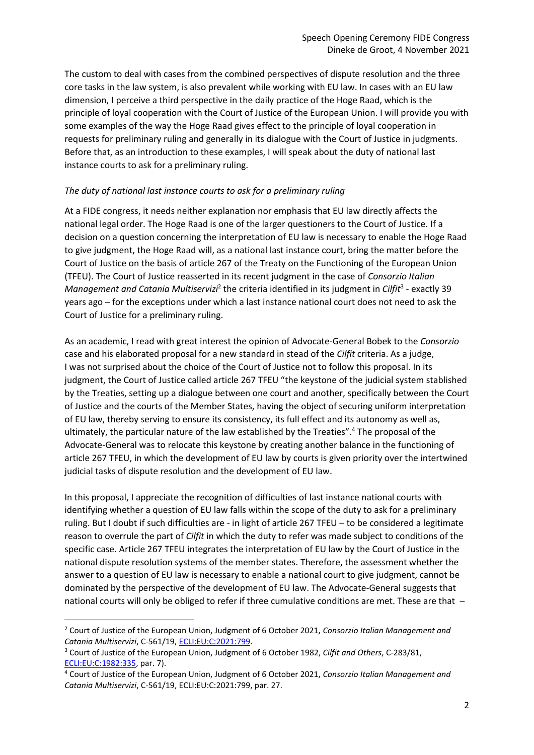The custom to deal with cases from the combined perspectives of dispute resolution and the three core tasks in the law system, is also prevalent while working with EU law. In cases with an EU law dimension, I perceive a third perspective in the daily practice of the Hoge Raad, which is the principle of loyal cooperation with the Court of Justice of the European Union. I will provide you with some examples of the way the Hoge Raad gives effect to the principle of loyal cooperation in requests for preliminary ruling and generally in its dialogue with the Court of Justice in judgments. Before that, as an introduction to these examples, I will speak about the duty of national last instance courts to ask for a preliminary ruling.

*The duty of national last instance courts to ask for a preliminary ruling*

At a FIDE congress, it needs neither explanation nor emphasis that EU law directly affects the national legal order. The Hoge Raad is one of the larger questioners to the Court of Justice. If a decision on a question concerning the interpretation of EU law is necessary to enable the Hoge Raad to give judgment, the Hoge Raad will, as a national last instance court, bring the matter before the Court of Justice on the basis of article 267 of the Treaty on the Functioning of the European Union (TFEU). The Court of Justice reasserted in its recent judgment in the case of *Consorzio Italian Management and Catania Multiservizi*[2] the criteria identified in its judgment in *Cilfit*[3] - exactly 39 years ago – for the exceptions under which a last instance national court does not need to ask the Court of Justice for a preliminary ruling.

As an academic, I read with great interest the opinion of Advocate-General Bobek to the *Consorzio* case and his elaborated proposal for a new standard in stead of the *Cilfit* criteria. As a judge, I was not surprised about the choice of the Court of Justice not to follow this proposal. In its judgment, the Court of Justice called article 267 TFEU "the keystone of the judicial system stablished by the Treaties, setting up a dialogue between one court and another, specifically between the Court of Justice and the courts of the Member States, having the object of securing uniform interpretation of EU law, thereby serving to ensure its consistency, its full effect and its autonomy as well as, ultimately, the particular nature of the law established by the Treaties".[4] The proposal of the Advocate-General was to relocate this keystone by creating another balance in the functioning of article 267 TFEU, in which the development of EU law by courts is given priority over the intertwined judicial tasks of dispute resolution and the development of EU law.

In this proposal, I appreciate the recognition of difficulties of last instance national courts with identifying whether a question of EU law falls within the scope of the duty to ask for a preliminary ruling. But I doubt if such difficulties are - in light of article 267 TFEU – to be considered a legitimate reason to overrule the part of *Cilfit* in which the duty to refer was made subject to conditions of the specific case. Article 267 TFEU integrates the interpretation of EU law by the Court of Justice in the national dispute resolution systems of the member states. Therefore, the assessment whether the answer to a question of EU law is necessary to enable a national court to give judgment, cannot be dominated by the perspective of the development of EU law. The Advocate-General suggests that national courts will only be obliged to refer if three cumulative conditions are met. These are that –

---

[2] Court of Justice of the European Union, Judgment of 6 October 2021, *Consorzio Italian Management and Catania Multiservizi*, C-561/19, ECLI:EU:C:2021:799.

[3] Court of Justice of the European Union, Judgment of 6 October 1982, *Cilfit and Others*, C-283/81, ECLI:EU:C:1982:335, par. 7).

[4] Court of Justice of the European Union, Judgment of 6 October 2021, *Consorzio Italian Management and Catania Multiservizi*, C-561/19, ECLI:EU:C:2021:799, par. 27.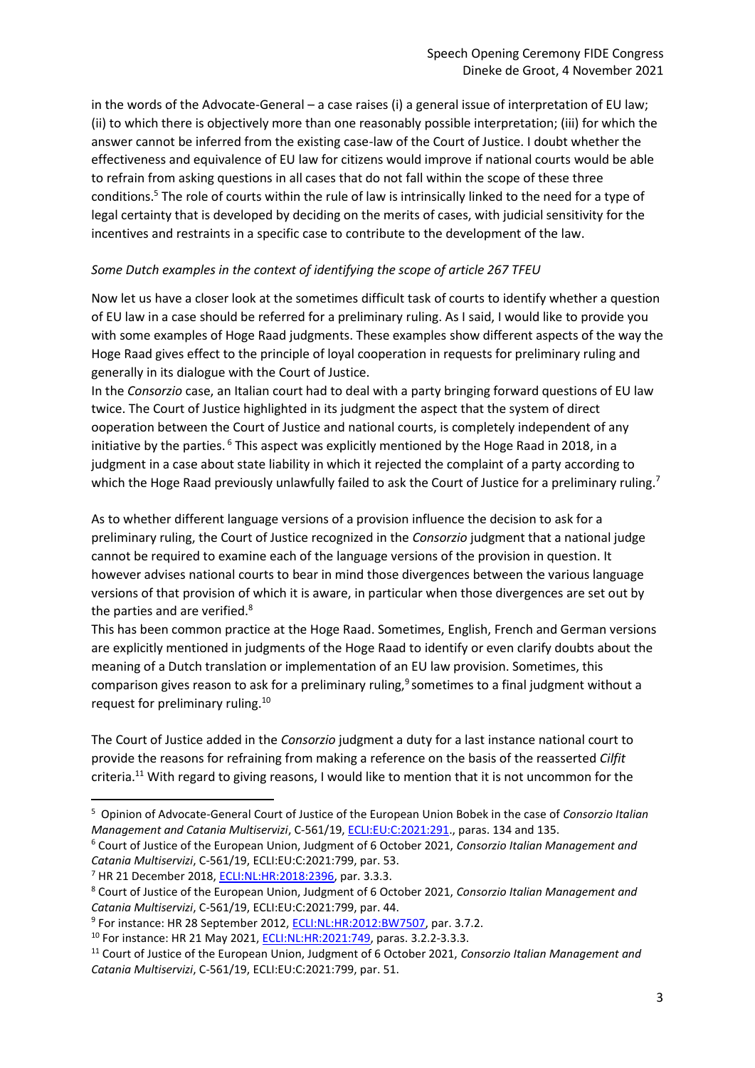in the words of the Advocate-General – a case raises (i) a general issue of interpretation of EU law; (ii) to which there is objectively more than one reasonably possible interpretation; (iii) for which the answer cannot be inferred from the existing case-law of the Court of Justice. I doubt whether the effectiveness and equivalence of EU law for citizens would improve if national courts would be able to refrain from asking questions in all cases that do not fall within the scope of these three conditions.[5] The role of courts within the rule of law is intrinsically linked to the need for a type of legal certainty that is developed by deciding on the merits of cases, with judicial sensitivity for the incentives and restraints in a specific case to contribute to the development of the law.

*Some Dutch examples in the context of identifying the scope of article 267 TFEU*

Now let us have a closer look at the sometimes difficult task of courts to identify whether a question of EU law in a case should be referred for a preliminary ruling. As I said, I would like to provide you with some examples of Hoge Raad judgments. These examples show different aspects of the way the Hoge Raad gives effect to the principle of loyal cooperation in requests for preliminary ruling and generally in its dialogue with the Court of Justice.

In the *Consorzio* case, an Italian court had to deal with a party bringing forward questions of EU law twice. The Court of Justice highlighted in its judgment the aspect that the system of direct ooperation between the Court of Justice and national courts, is completely independent of any initiative by the parties.[6] This aspect was explicitly mentioned by the Hoge Raad in 2018, in a judgment in a case about state liability in which it rejected the complaint of a party according to which the Hoge Raad previously unlawfully failed to ask the Court of Justice for a preliminary ruling.[7]

As to whether different language versions of a provision influence the decision to ask for a preliminary ruling, the Court of Justice recognized in the *Consorzio* judgment that a national judge cannot be required to examine each of the language versions of the provision in question. It however advises national courts to bear in mind those divergences between the various language versions of that provision of which it is aware, in particular when those divergences are set out by the parties and are verified.[8]

This has been common practice at the Hoge Raad. Sometimes, English, French and German versions are explicitly mentioned in judgments of the Hoge Raad to identify or even clarify doubts about the meaning of a Dutch translation or implementation of an EU law provision. Sometimes, this comparison gives reason to ask for a preliminary ruling,[9] sometimes to a final judgment without a request for preliminary ruling.[10]

The Court of Justice added in the *Consorzio* judgment a duty for a last instance national court to provide the reasons for refraining from making a reference on the basis of the reasserted *Cilfit* criteria.[11] With regard to giving reasons, I would like to mention that it is not uncommon for the

---

[5] Opinion of Advocate-General Court of Justice of the European Union Bobek in the case of *Consorzio Italian Management and Catania Multiservizi*, C-561/19, ECLI:EU:C:2021:291., paras. 134 and 135.

[6] Court of Justice of the European Union, Judgment of 6 October 2021, *Consorzio Italian Management and Catania Multiservizi*, C-561/19, ECLI:EU:C:2021:799, par. 53.

[7] HR 21 December 2018, ECLI:NL:HR:2018:2396, par. 3.3.3.

[8] Court of Justice of the European Union, Judgment of 6 October 2021, *Consorzio Italian Management and Catania Multiservizi*, C-561/19, ECLI:EU:C:2021:799, par. 44.

[9] For instance: HR 28 September 2012, ECLI:NL:HR:2012:BW7507, par. 3.7.2.

[10] For instance: HR 21 May 2021, ECLI:NL:HR:2021:749, paras. 3.2.2-3.3.3.

[11] Court of Justice of the European Union, Judgment of 6 October 2021, *Consorzio Italian Management and Catania Multiservizi*, C-561/19, ECLI:EU:C:2021:799, par. 51.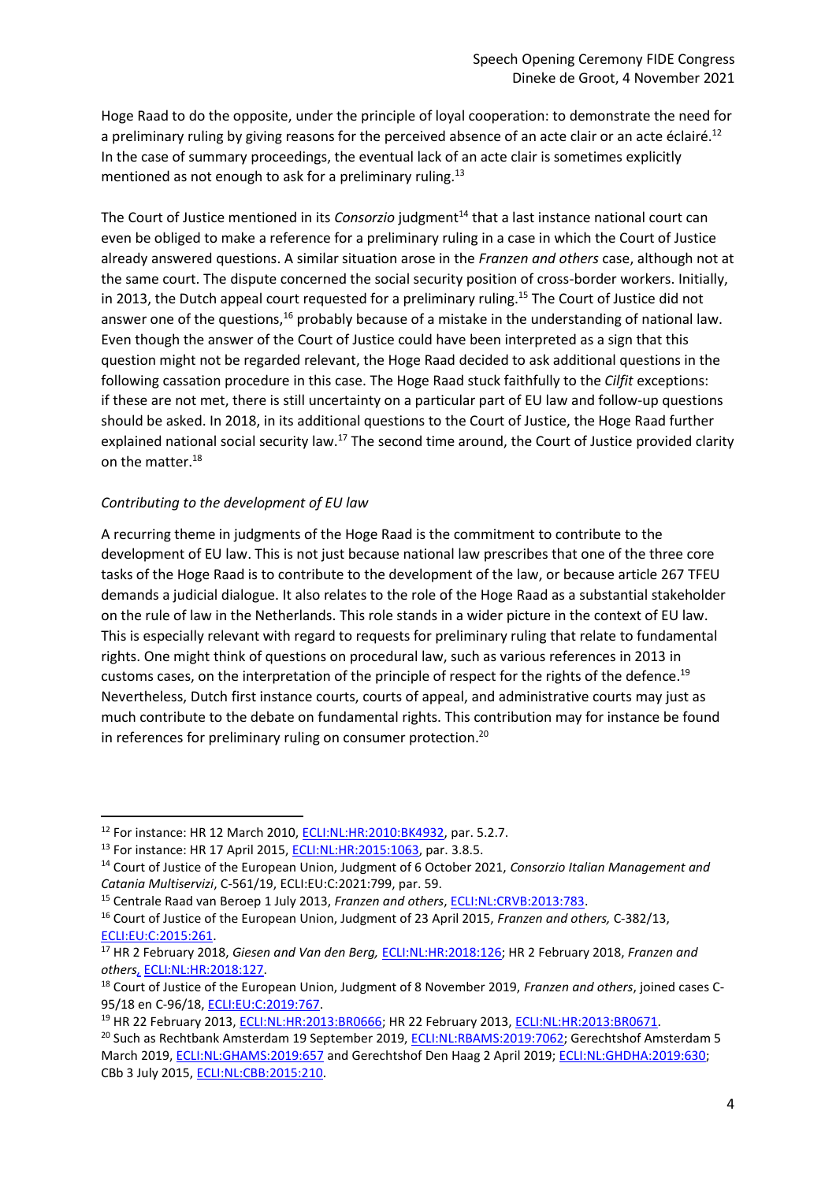Hoge Raad to do the opposite, under the principle of loyal cooperation: to demonstrate the need for a preliminary ruling by giving reasons for the perceived absence of an acte clair or an acte éclairé.[12] In the case of summary proceedings, the eventual lack of an acte clair is sometimes explicitly mentioned as not enough to ask for a preliminary ruling.[13]

The Court of Justice mentioned in its *Consorzio* judgment[14] that a last instance national court can even be obliged to make a reference for a preliminary ruling in a case in which the Court of Justice already answered questions. A similar situation arose in the *Franzen and others* case, although not at the same court. The dispute concerned the social security position of cross-border workers. Initially, in 2013, the Dutch appeal court requested for a preliminary ruling.[15] The Court of Justice did not answer one of the questions,[16] probably because of a mistake in the understanding of national law. Even though the answer of the Court of Justice could have been interpreted as a sign that this question might not be regarded relevant, the Hoge Raad decided to ask additional questions in the following cassation procedure in this case. The Hoge Raad stuck faithfully to the *Cilfit* exceptions: if these are not met, there is still uncertainty on a particular part of EU law and follow-up questions should be asked. In 2018, in its additional questions to the Court of Justice, the Hoge Raad further explained national social security law.[17] The second time around, the Court of Justice provided clarity on the matter.[18]

*Contributing to the development of EU law*

A recurring theme in judgments of the Hoge Raad is the commitment to contribute to the development of EU law. This is not just because national law prescribes that one of the three core tasks of the Hoge Raad is to contribute to the development of the law, or because article 267 TFEU demands a judicial dialogue. It also relates to the role of the Hoge Raad as a substantial stakeholder on the rule of law in the Netherlands. This role stands in a wider picture in the context of EU law. This is especially relevant with regard to requests for preliminary ruling that relate to fundamental rights. One might think of questions on procedural law, such as various references in 2013 in customs cases, on the interpretation of the principle of respect for the rights of the defence.[19] Nevertheless, Dutch first instance courts, courts of appeal, and administrative courts may just as much contribute to the debate on fundamental rights. This contribution may for instance be found in references for preliminary ruling on consumer protection.[20]

---

[12] For instance: HR 12 March 2010, ECLI:NL:HR:2010:BK4932, par. 5.2.7.

[13] For instance: HR 17 April 2015, ECLI:NL:HR:2015:1063, par. 3.8.5.

[14] Court of Justice of the European Union, Judgment of 6 October 2021, *Consorzio Italian Management and Catania Multiservizi*, C-561/19, ECLI:EU:C:2021:799, par. 59.

[15] Centrale Raad van Beroep 1 July 2013, *Franzen and others*, ECLI:NL:CRVB:2013:783.

[16] Court of Justice of the European Union, Judgment of 23 April 2015, *Franzen and others,* C-382/13, ECLI:EU:C:2015:261.

[17] HR 2 February 2018, *Giesen and Van den Berg,* ECLI:NL:HR:2018:126; HR 2 February 2018, *Franzen and others*, ECLI:NL:HR:2018:127.

[18] Court of Justice of the European Union, Judgment of 8 November 2019, *Franzen and others*, joined cases C-95/18 en C-96/18, ECLI:EU:C:2019:767.

[19] HR 22 February 2013, ECLI:NL:HR:2013:BR0666; HR 22 February 2013, ECLI:NL:HR:2013:BR0671.

[20] Such as Rechtbank Amsterdam 19 September 2019, ECLI:NL:RBAMS:2019:7062; Gerechtshof Amsterdam 5 March 2019, ECLI:NL:GHAMS:2019:657 and Gerechtshof Den Haag 2 April 2019; ECLI:NL:GHDHA:2019:630; CBb 3 July 2015, ECLI:NL:CBB:2015:210.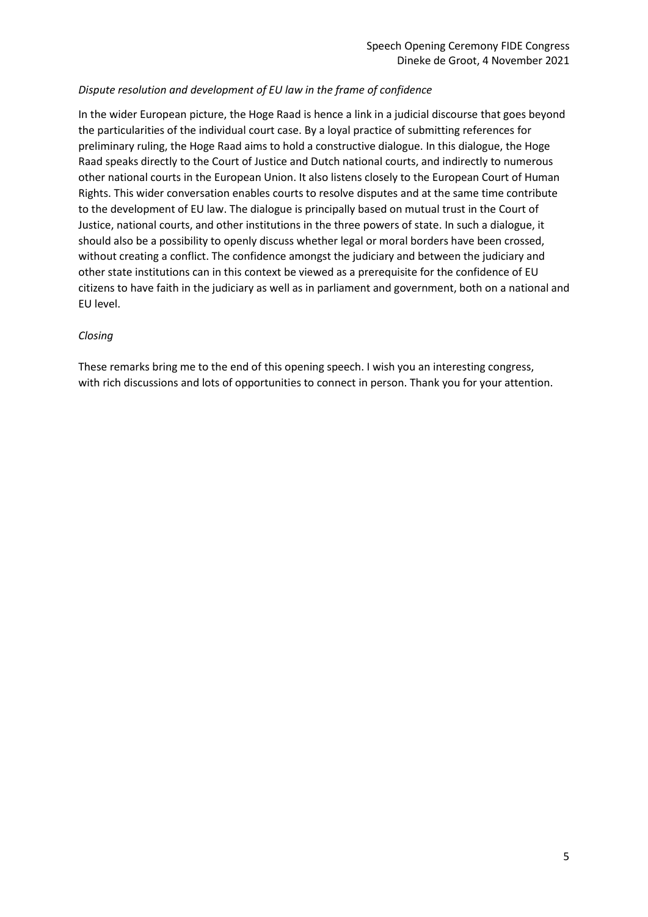*Dispute resolution and development of EU law in the frame of confidence*

In the wider European picture, the Hoge Raad is hence a link in a judicial discourse that goes beyond the particularities of the individual court case. By a loyal practice of submitting references for preliminary ruling, the Hoge Raad aims to hold a constructive dialogue. In this dialogue, the Hoge Raad speaks directly to the Court of Justice and Dutch national courts, and indirectly to numerous other national courts in the European Union. It also listens closely to the European Court of Human Rights. This wider conversation enables courts to resolve disputes and at the same time contribute to the development of EU law. The dialogue is principally based on mutual trust in the Court of Justice, national courts, and other institutions in the three powers of state. In such a dialogue, it should also be a possibility to openly discuss whether legal or moral borders have been crossed, without creating a conflict. The confidence amongst the judiciary and between the judiciary and other state institutions can in this context be viewed as a prerequisite for the confidence of EU citizens to have faith in the judiciary as well as in parliament and government, both on a national and EU level.

*Closing*

These remarks bring me to the end of this opening speech. I wish you an interesting congress, with rich discussions and lots of opportunities to connect in person. Thank you for your attention.